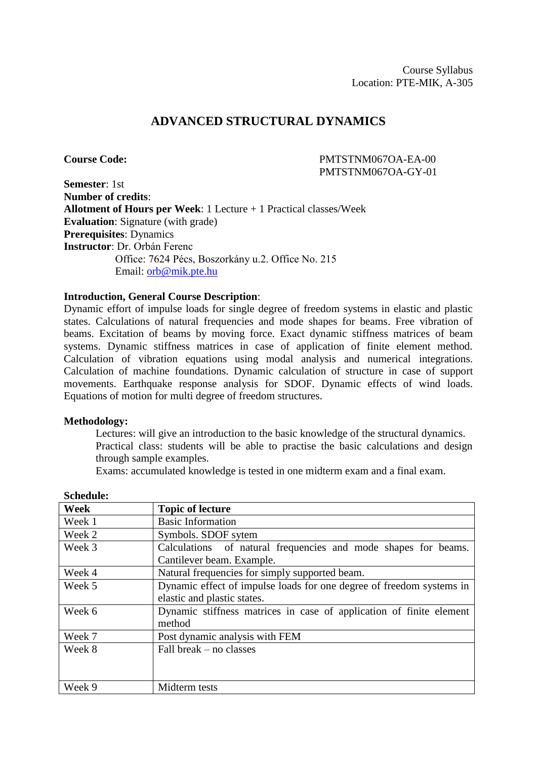Course Syllabus
Location: PTE-MIK, A-305

# ADVANCED STRUCTURAL DYNAMICS

**Course Code:** PMTSTNM067OA-EA-00
PMTSTNM067OA-GY-01

**Semester**: 1st
**Number of credits**:
**Allotment of Hours per Week**: 1 Lecture + 1 Practical classes/Week
**Evaluation**: Signature (with grade)
**Prerequisites**: Dynamics
**Instructor**: Dr. Orbán Ferenc
Office: 7624 Pécs, Boszorkány u.2. Office No. 215
Email: orb@mik.pte.hu

**Introduction, General Course Description**:
Dynamic effort of impulse loads for single degree of freedom systems in elastic and plastic states. Calculations of natural frequencies and mode shapes for beams. Free vibration of beams. Excitation of beams by moving force. Exact dynamic stiffness matrices of beam systems. Dynamic stiffness matrices in case of application of finite element method. Calculation of vibration equations using modal analysis and numerical integrations. Calculation of machine foundations. Dynamic calculation of structure in case of support movements. Earthquake response analysis for SDOF. Dynamic effects of wind loads. Equations of motion for multi degree of freedom structures.

**Methodology:**

Lectures: will give an introduction to the basic knowledge of the structural dynamics.
Practical class: students will be able to practise the basic calculations and design through sample examples.
Exams: accumulated knowledge is tested in one midterm exam and a final exam.

**Schedule:**

| Week | Topic of lecture |
|---|---|
| Week 1 | Basic Information |
| Week 2 | Symbols. SDOF sytem |
| Week 3 | Calculations of natural frequencies and mode shapes for beams. Cantilever beam. Example. |
| Week 4 | Natural frequencies for simply supported beam. |
| Week 5 | Dynamic effect of impulse loads for one degree of freedom systems in elastic and plastic states. |
| Week 6 | Dynamic stiffness matrices in case of application of finite element method |
| Week 7 | Post dynamic analysis with FEM |
| Week 8 | Fall break – no classes |
| Week 9 | Midterm tests |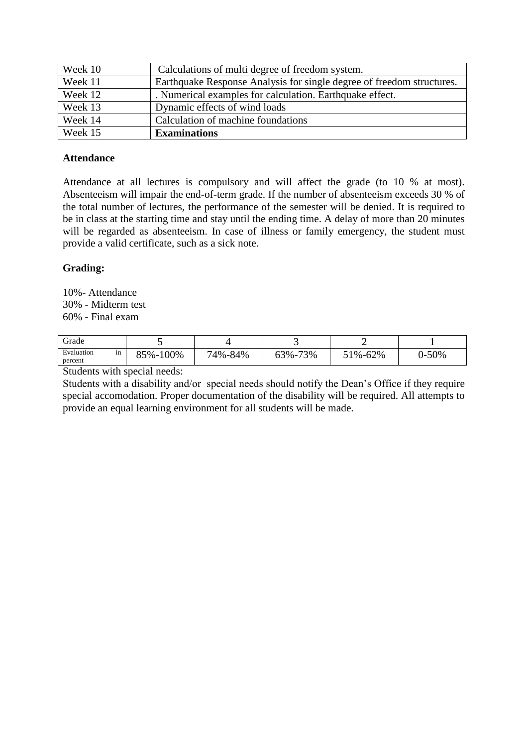| | |
|---|---|
| Week 10 | Calculations of multi degree of freedom system. |
| Week 11 | Earthquake Response Analysis for single degree of freedom structures. |
| Week 12 | . Numerical examples for calculation. Earthquake effect. |
| Week 13 | Dynamic effects of wind loads |
| Week 14 | Calculation of machine foundations |
| Week 15 | **Examinations** |

**Attendance**

Attendance at all lectures is compulsory and will affect the grade (to 10 % at most). Absenteeism will impair the end-of-term grade. If the number of absenteeism exceeds 30 % of the total number of lectures, the performance of the semester will be denied. It is required to be in class at the starting time and stay until the ending time. A delay of more than 20 minutes will be regarded as absenteeism. In case of illness or family emergency, the student must provide a valid certificate, such as a sick note.

**Grading:**

10%- Attendance
30% - Midterm test
60% - Final exam

| Grade | 5 | 4 | 3 | 2 | 1 |
|---|---|---|---|---|---|
| Evaluation in percent | 85%-100% | 74%-84% | 63%-73% | 51%-62% | 0-50% |

Students with special needs:
Students with a disability and/or special needs should notify the Dean's Office if they require special accomodation. Proper documentation of the disability will be required. All attempts to provide an equal learning environment for all students will be made.